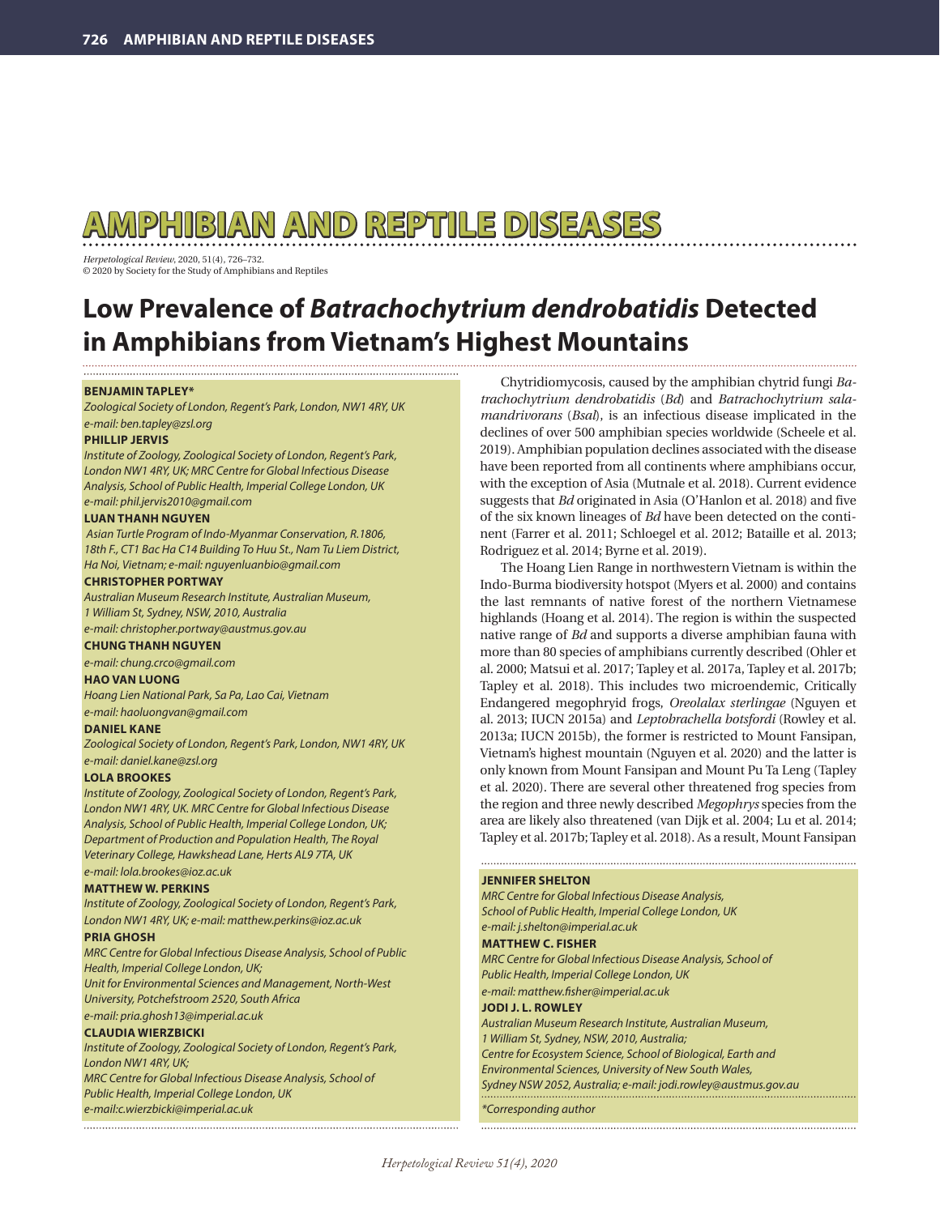# AMPHIBIAN AND REPTILE DISEASES

*Herpetological Review*, 2020, 51(4), 726–732.
© 2020 by Society for the Study of Amphibians and Reptiles

## Low Prevalence of *Batrachochytrium dendrobatidis* Detected in Amphibians from Vietnam's Highest Mountains

**BENJAMIN TAPLEY***
*Zoological Society of London, Regent's Park, London, NW1 4RY, UK*
*e-mail: ben.tapley@zsl.org*

**PHILLIP JERVIS**
*Institute of Zoology, Zoological Society of London, Regent's Park, London NW1 4RY, UK; MRC Centre for Global Infectious Disease Analysis, School of Public Health, Imperial College London, UK*
*e-mail: phil.jervis2010@gmail.com*

**LUAN THANH NGUYEN**
*Asian Turtle Program of Indo-Myanmar Conservation, R.1806, 18th F., CT1 Bac Ha C14 Building To Huu St., Nam Tu Liem District, Ha Noi, Vietnam; e-mail: nguyenluanbio@gmail.com*

**CHRISTOPHER PORTWAY**
*Australian Museum Research Institute, Australian Museum, 1 William St, Sydney, NSW, 2010, Australia*
*e-mail: christopher.portway@austmus.gov.au*

**CHUNG THANH NGUYEN**
*e-mail: chung.crco@gmail.com*

**HAO VAN LUONG**
*Hoang Lien National Park, Sa Pa, Lao Cai, Vietnam*
*e-mail: haoluongvan@gmail.com*

**DANIEL KANE**
*Zoological Society of London, Regent's Park, London, NW1 4RY, UK*
*e-mail: daniel.kane@zsl.org*

**LOLA BROOKES**
*Institute of Zoology, Zoological Society of London, Regent's Park, London NW1 4RY, UK. MRC Centre for Global Infectious Disease Analysis, School of Public Health, Imperial College London, UK; Department of Production and Population Health, The Royal Veterinary College, Hawkshead Lane, Herts AL9 7TA, UK*
*e-mail: lola.brookes@ioz.ac.uk*

**MATTHEW W. PERKINS**
*Institute of Zoology, Zoological Society of London, Regent's Park, London NW1 4RY, UK; e-mail: matthew.perkins@ioz.ac.uk*

**PRIA GHOSH**
*MRC Centre for Global Infectious Disease Analysis, School of Public Health, Imperial College London, UK;*
*Unit for Environmental Sciences and Management, North-West University, Potchefstroom 2520, South Africa*
*e-mail: pria.ghosh13@imperial.ac.uk*

**CLAUDIA WIERZBICKI**
*Institute of Zoology, Zoological Society of London, Regent's Park, London NW1 4RY, UK;*
*MRC Centre for Global Infectious Disease Analysis, School of Public Health, Imperial College London, UK*
*e-mail:c.wierzbicki@imperial.ac.uk*

**JENNIFER SHELTON**
*MRC Centre for Global Infectious Disease Analysis, School of Public Health, Imperial College London, UK*
*e-mail: j.shelton@imperial.ac.uk*

**MATTHEW C. FISHER**
*MRC Centre for Global Infectious Disease Analysis, School of Public Health, Imperial College London, UK*
*e-mail: matthew.fisher@imperial.ac.uk*

**JODI J. L. ROWLEY**
*Australian Museum Research Institute, Australian Museum, 1 William St, Sydney, NSW, 2010, Australia;*
*Centre for Ecosystem Science, School of Biological, Earth and Environmental Sciences, University of New South Wales, Sydney NSW 2052, Australia; e-mail: jodi.rowley@austmus.gov.au*

**Corresponding author*

Chytridiomycosis, caused by the amphibian chytrid fungi *Batrachochytrium dendrobatidis* (*Bd*) and *Batrachochytrium salamandrivorans* (*Bsal*), is an infectious disease implicated in the declines of over 500 amphibian species worldwide (Scheele et al. 2019). Amphibian population declines associated with the disease have been reported from all continents where amphibians occur, with the exception of Asia (Mutnale et al. 2018). Current evidence suggests that *Bd* originated in Asia (O'Hanlon et al. 2018) and five of the six known lineages of *Bd* have been detected on the continent (Farrer et al. 2011; Schloegel et al. 2012; Bataille et al. 2013; Rodriguez et al. 2014; Byrne et al. 2019).

The Hoang Lien Range in northwestern Vietnam is within the Indo-Burma biodiversity hotspot (Myers et al. 2000) and contains the last remnants of native forest of the northern Vietnamese highlands (Hoang et al. 2014). The region is within the suspected native range of *Bd* and supports a diverse amphibian fauna with more than 80 species of amphibians currently described (Ohler et al. 2000; Matsui et al. 2017; Tapley et al. 2017a, Tapley et al. 2017b; Tapley et al. 2018). This includes two microendemic, Critically Endangered megophryid frogs, *Oreolalax sterlingae* (Nguyen et al. 2013; IUCN 2015a) and *Leptobrachella botsfordi* (Rowley et al. 2013a; IUCN 2015b), the former is restricted to Mount Fansipan, Vietnam's highest mountain (Nguyen et al. 2020) and the latter is only known from Mount Fansipan and Mount Pu Ta Leng (Tapley et al. 2020). There are several other threatened frog species from the region and three newly described *Megophrys* species from the area are likely also threatened (van Dijk et al. 2004; Lu et al. 2014; Tapley et al. 2017b; Tapley et al. 2018). As a result, Mount Fansipan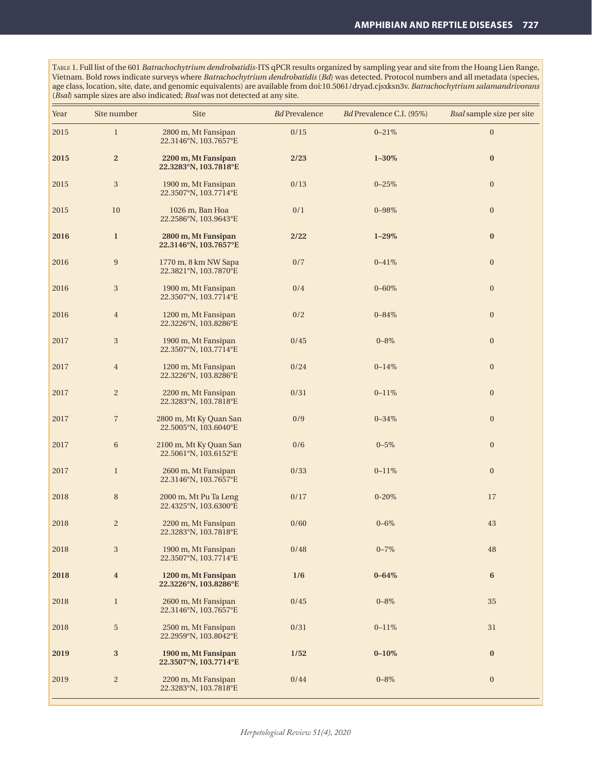Table 1. Full list of the 601 *Batrachochytrium dendrobatidis*-ITS qPCR results organized by sampling year and site from the Hoang Lien Range, Vietnam. Bold rows indicate surveys where *Batrachochytrium dendrobatidis* (*Bd*) was detected. Protocol numbers and all metadata (species, age class, location, site, date, and genomic equivalents) are available from doi:10.5061/dryad.cjsxksn3v. *Batrachochytrium salamandrivorans* (*Bsal*) sample sizes are also indicated; *Bsal* was not detected at any site.

| Year | Site number | Site | *Bd* Prevalence | *Bd* Prevalence C.I. (95%) | *Bsal* sample size per site |
|---|---|---|---|---|---|
| 2015 | 1 | 2800 m, Mt Fansipan 22.3146°N, 103.7657°E | 0/15 | 0–21% | 0 |
| **2015** | **2** | **2200 m, Mt Fansipan 22.3283°N, 103.7818°E** | **2/23** | **1–30%** | **0** |
| 2015 | 3 | 1900 m, Mt Fansipan 22.3507°N, 103.7714°E | 0/13 | 0–25% | 0 |
| 2015 | 10 | 1026 m, Ban Hoa 22.2586°N, 103.9643°E | 0/1 | 0–98% | 0 |
| **2016** | **1** | **2800 m, Mt Fansipan 22.3146°N, 103.7657°E** | **2/22** | **1–29%** | **0** |
| 2016 | 9 | 1770 m, 8 km NW Sapa 22.3821°N, 103.7870°E | 0/7 | 0–41% | 0 |
| 2016 | 3 | 1900 m, Mt Fansipan 22.3507°N, 103.7714°E | 0/4 | 0–60% | 0 |
| 2016 | 4 | 1200 m, Mt Fansipan 22.3226°N, 103.8286°E | 0/2 | 0–84% | 0 |
| 2017 | 3 | 1900 m, Mt Fansipan 22.3507°N, 103.7714°E | 0/45 | 0–8% | 0 |
| 2017 | 4 | 1200 m, Mt Fansipan 22.3226°N, 103.8286°E | 0/24 | 0–14% | 0 |
| 2017 | 2 | 2200 m, Mt Fansipan 22.3283°N, 103.7818°E | 0/31 | 0–11% | 0 |
| 2017 | 7 | 2800 m, Mt Ky Quan San 22.5005°N, 103.6040°E | 0/9 | 0–34% | 0 |
| 2017 | 6 | 2100 m, Mt Ky Quan San 22.5061°N, 103.6152°E | 0/6 | 0–5% | 0 |
| 2017 | 1 | 2600 m, Mt Fansipan 22.3146°N, 103.7657°E | 0/33 | 0–11% | 0 |
| 2018 | 8 | 2000 m, Mt Pu Ta Leng 22.4325°N, 103.6300°E | 0/17 | 0-20% | 17 |
| 2018 | 2 | 2200 m, Mt Fansipan 22.3283°N, 103.7818°E | 0/60 | 0–6% | 43 |
| 2018 | 3 | 1900 m, Mt Fansipan 22.3507°N, 103.7714°E | 0/48 | 0–7% | 48 |
| **2018** | **4** | **1200 m, Mt Fansipan 22.3226°N, 103.8286°E** | **1/6** | **0–64%** | **6** |
| 2018 | 1 | 2600 m, Mt Fansipan 22.3146°N, 103.7657°E | 0/45 | 0–8% | 35 |
| 2018 | 5 | 2500 m, Mt Fansipan 22.2959°N, 103.8042°E | 0/31 | 0–11% | 31 |
| **2019** | **3** | **1900 m, Mt Fansipan 22.3507°N, 103.7714°E** | **1/52** | **0–10%** | **0** |
| 2019 | 2 | 2200 m, Mt Fansipan 22.3283°N, 103.7818°E | 0/44 | 0–8% | 0 |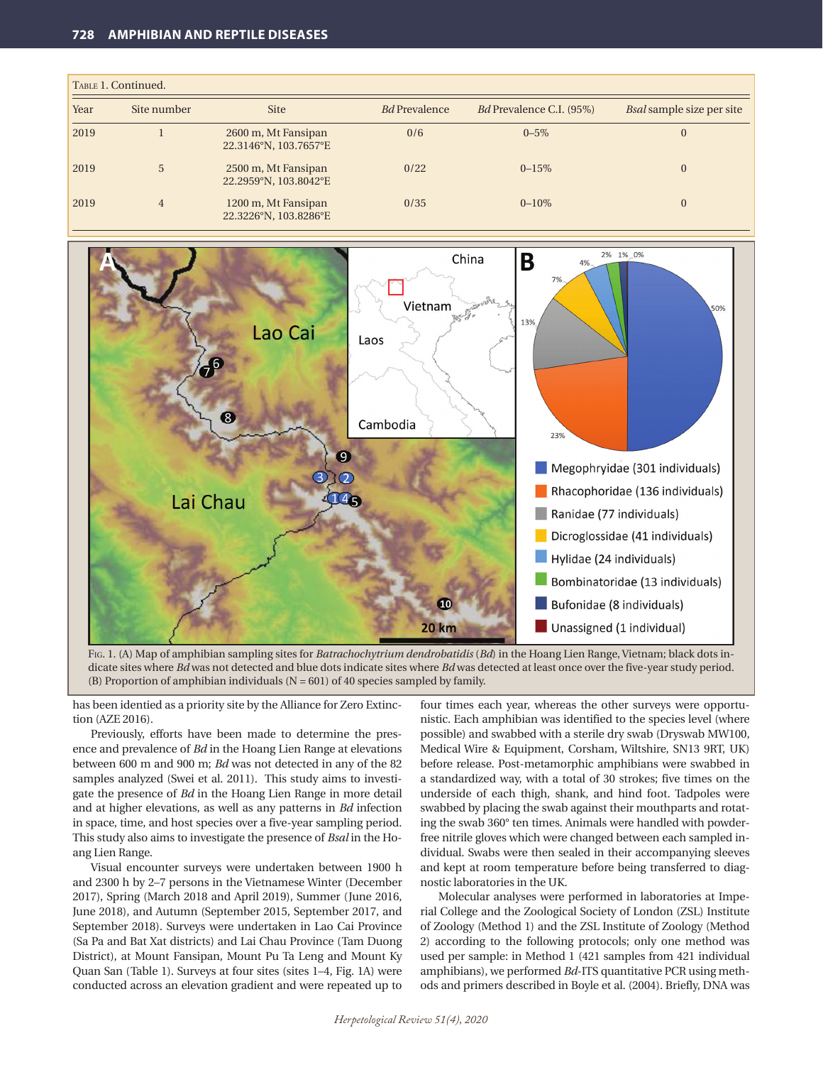Table 1. Continued.

| Year | Site number | Site | *Bd* Prevalence | *Bd* Prevalence C.I. (95%) | *Bsal* sample size per site |
|---|---|---|---|---|---|
| 2019 | 1 | 2600 m, Mt Fansipan 22.3146°N, 103.7657°E | 0/6 | 0–5% | 0 |
| 2019 | 5 | 2500 m, Mt Fansipan 22.2959°N, 103.8042°E | 0/22 | 0–15% | 0 |
| 2019 | 4 | 1200 m, Mt Fansipan 22.3226°N, 103.8286°E | 0/35 | 0–10% | 0 |

Fig. 1. (A) Map of amphibian sampling sites for *Batrachochytrium dendrobatidis* (*Bd*) in the Hoang Lien Range, Vietnam; black dots indicate sites where *Bd* was not detected and blue dots indicate sites where *Bd* was detected at least once over the five-year study period. (B) Proportion of amphibian individuals (N = 601) of 40 species sampled by family.

has been identied as a priority site by the Alliance for Zero Extinction (AZE 2016).

Previously, efforts have been made to determine the presence and prevalence of *Bd* in the Hoang Lien Range at elevations between 600 m and 900 m; *Bd* was not detected in any of the 82 samples analyzed (Swei et al. 2011). This study aims to investigate the presence of *Bd* in the Hoang Lien Range in more detail and at higher elevations, as well as any patterns in *Bd* infection in space, time, and host species over a five-year sampling period. This study also aims to investigate the presence of *Bsal* in the Hoang Lien Range.

Visual encounter surveys were undertaken between 1900 h and 2300 h by 2–7 persons in the Vietnamese Winter (December 2017), Spring (March 2018 and April 2019), Summer (June 2016, June 2018), and Autumn (September 2015, September 2017, and September 2018). Surveys were undertaken in Lao Cai Province (Sa Pa and Bat Xat districts) and Lai Chau Province (Tam Duong District), at Mount Fansipan, Mount Pu Ta Leng and Mount Ky Quan San (Table 1). Surveys at four sites (sites 1–4, Fig. 1A) were conducted across an elevation gradient and were repeated up to four times each year, whereas the other surveys were opportunistic. Each amphibian was identified to the species level (where possible) and swabbed with a sterile dry swab (Dryswab MW100, Medical Wire & Equipment, Corsham, Wiltshire, SN13 9RT, UK) before release. Post-metamorphic amphibians were swabbed in a standardized way, with a total of 30 strokes; five times on the underside of each thigh, shank, and hind foot. Tadpoles were swabbed by placing the swab against their mouthparts and rotating the swab 360° ten times. Animals were handled with powder-free nitrile gloves which were changed between each sampled individual. Swabs were then sealed in their accompanying sleeves and kept at room temperature before being transferred to diagnostic laboratories in the UK.

Molecular analyses were performed in laboratories at Imperial College and the Zoological Society of London (ZSL) Institute of Zoology (Method 1) and the ZSL Institute of Zoology (Method 2) according to the following protocols; only one method was used per sample: in Method 1 (421 samples from 421 individual amphibians), we performed *Bd*-ITS quantitative PCR using methods and primers described in Boyle et al. (2004). Briefly, DNA was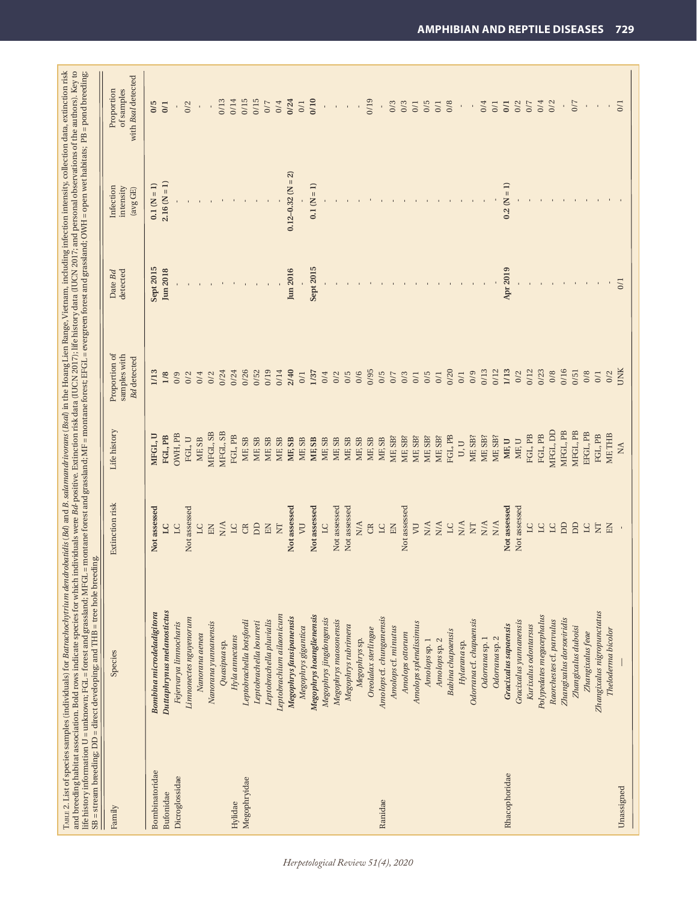TABLE 2. List of species samples (individuals) for *Batrachochytrium dendrobatidis* (*Bd*) and *B. salamandrivorans* (*Bsal*) in the Hoang Lien Range, Vietnam, including infection intensity, collection data, extinction risk and breeding habitat association. Bold rows indicate species for which individuals were *Bd*-positive. Extinction risk data (IUCN 2017); life history data (IUCN 2017; and personal observations of the authors). Key to life history information U = unknown; FGL = forest and grassland; MFGL = montane forest and grassland; MF = montane forest; EFGL = evergreen forest and grassland; OWH = open wet habitats; PB = pond breeding; SB = stream breeding; DD = direct developing; and THB = tree hole breeding.

| Family | Species | Extinction risk | Life history | Proportion of samples with *Bd* detected | Date *Bd* detected | Infection intensity (avg GE) | Proportion of samples with *Bsal* detected |
|---|---|---|---|---|---|---|---|
| Bombinatoridae | ***Bombina microdeladigitora*** | **Not assessed** | **MFGL, U** | **1/13** | **Sept 2015** | **0.1 (N = 1)** | **0/5** |
| Bufonidae | ***Duttaphrynus melanostictus*** | **LC** | **FGL, PB** | **1/8** | **Jun 2018** | **2.16 (N = 1)** | **0/1** |
| Dicroglossidae | *Fejervarya limnocharis* | LC | OWH, PB | 0/9 | - | - | - |
| | *Limnonectes nguyenorum* | Not assessed | FGL, U | 0/2 | - | - | 0/2 |
| | *Nanorana aenea* | LC | MF, SB | 0/4 | - | - | - |
| | *Nanorana yunnanensis* | EN | MFGL, SB | 0/2 | - | - | - |
| | *Quasipaa* sp. | N/A | MFGL, SB | 0/24 | - | - | 0/13 |
| Hylidae | *Hyla annectans* | LC | FGL, PB | 0/24 | - | - | 0/14 |
| Megophryidae | *Leptobrachella botsfordi* | CR | MF, SB | 0/26 | - | - | 0/15 |
| | *Leptobrachella bourreti* | DD | MF, SB | 0/52 | - | - | 0/15 |
| | *Leptobrachella pluvialis* | EN | MF, SB | 0/19 | - | - | 0/7 |
| | *Leptobrachium ailaonicum* | NT | MF, SB | 0/14 | - | - | 0/4 |
| | ***Megophrys fansipanensis*** | **Not assessed** | **MF, SB** | **2/40** | **Jun 2016** | **0.12–0.32 (N = 2)** | **0/24** |
| | *Megophrys gigantica* | VU | MF, SB | 0/1 | - | - | 0/1 |
| | ***Megophrys hoanglienensis*** | **Not assessed** | **MF, SB** | **1/37** | **Sept 2015** | **0.1 (N = 1)** | **0/10** |
| | *Megophrys jingdongensis* | LC | MF, SB | 0/4 | - | - | - |
| | *Megophrys maosonensis* | Not assessed | MF, SB | 0/2 | - | - | - |
| | *Megophrys rubrimera* | Not assessed | MF, SB | 0/5 | - | - | - |
| | *Megophrys* sp. | N/A | MF, SB | 0/6 | - | - | - |
| | *Oreolalax sterlingae* | CR | MF, SB | 0/95 | - | - | 0/19 |
| Ranidae | *Amolops* cf. *chunganensis* | LC | MF, SB | 0/5 | - | - | - |
| | *Amolops* cf. *minutus* | EN | MF, SB? | 0/7 | - | - | 0/3 |
| | *Amolops ottorum* | Not assessed | MF, SB? | 0/3 | - | - | 0/3 |
| | *Amolops splendissimus* | VU | MF, SB? | 0/1 | - | - | 0/1 |
| | *Amolops* sp. 1 | N/A | MF, SB? | 0/5 | - | - | 0/5 |
| | *Amolops* sp. 2 | N/A | MF, SB? | 0/1 | - | - | 0/1 |
| | *Babina chapaensis* | LC | FGL, PB | 0/20 | - | - | 0/8 |
| | *Hylarana* sp. | N/A | U, U | 0/1 | - | - | - |
| | *Odorrana* cf. *chapaensis* | NT | MF, SB? | 0/9 | - | - | - |
| | *Odorrana* sp. 1 | N/A | MF, SB? | 0/13 | - | - | 0/4 |
| | *Odorrana* sp. 2 | N/A | MF, SB? | 0/12 | - | - | 0/1 |
| Rhacophoridae | ***Gracixalus sapaensis*** | **Not assessed** | **MF, U** | **1/13** | **Apr 2019** | **0.2 (N = 1)** | **0/1** |
| | *Gracixalus yunnanensis* | Not assessed | MF, U | 0/2 | - | - | 0/2 |
| | *Kurixalus odontarsus* | LC | FGL, PB | 0/12 | - | - | 0/7 |
| | *Polypedates megacephalus* | LC | FGL, PB | 0/23 | - | - | 0/4 |
| | *Raorchestes* cf. *parvulus* | LC | MFGL, DD | 0/8 | - | - | 0/2 |
| | *Zhangixalus dorsoviridis* | DD | MFGL, PB | 0/16 | - | - | - |
| | *Zhangixalus duboisi* | DD | MFGL, PB | 0/51 | - | - | 0/7 |
| | *Zhangixalus feae* | LC | EFGL, PB | 0/8 | - | - | - |
| | *Zhangixalus nigropunctatus* | NT | FGL, PB | 0/1 | - | - | - |
| | *Theloderma bicolor* | EN | MF, THB | 0/2 | - | - | - |
| Unassigned | — | - | NA | UNK | 0/1 | - | 0/1 |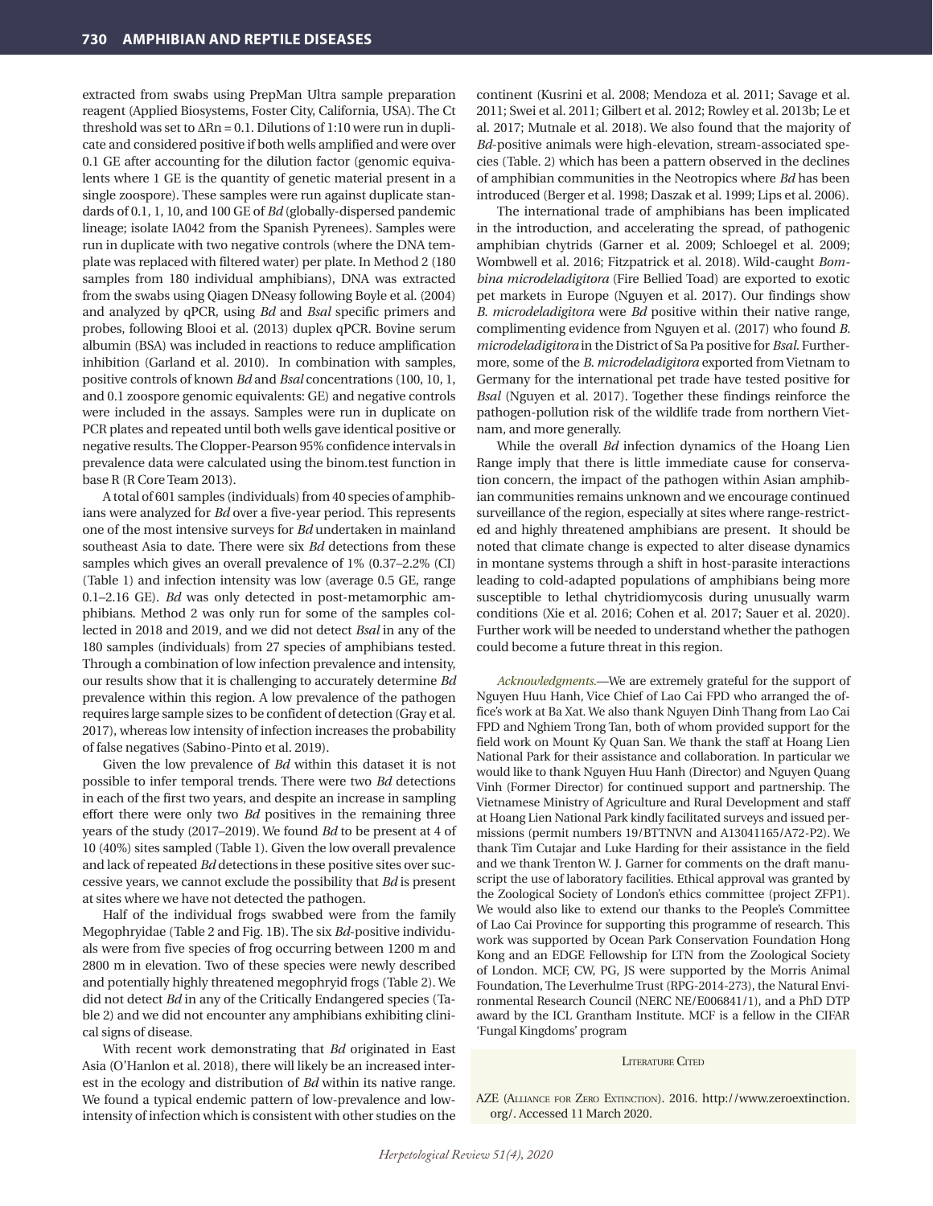extracted from swabs using PrepMan Ultra sample preparation reagent (Applied Biosystems, Foster City, California, USA). The Ct threshold was set to $\Delta Rn = 0.1$. Dilutions of 1:10 were run in duplicate and considered positive if both wells amplified and were over 0.1 GE after accounting for the dilution factor (genomic equivalents where 1 GE is the quantity of genetic material present in a single zoospore). These samples were run against duplicate standards of 0.1, 1, 10, and 100 GE of *Bd* (globally-dispersed pandemic lineage; isolate IA042 from the Spanish Pyrenees). Samples were run in duplicate with two negative controls (where the DNA template was replaced with filtered water) per plate. In Method 2 (180 samples from 180 individual amphibians), DNA was extracted from the swabs using Qiagen DNeasy following Boyle et al. (2004) and analyzed by qPCR, using *Bd* and *Bsal* specific primers and probes, following Blooi et al. (2013) duplex qPCR. Bovine serum albumin (BSA) was included in reactions to reduce amplification inhibition (Garland et al. 2010). In combination with samples, positive controls of known *Bd* and *Bsal* concentrations (100, 10, 1, and 0.1 zoospore genomic equivalents: GE) and negative controls were included in the assays. Samples were run in duplicate on PCR plates and repeated until both wells gave identical positive or negative results. The Clopper-Pearson 95% confidence intervals in prevalence data were calculated using the binom.test function in base R (R Core Team 2013).

A total of 601 samples (individuals) from 40 species of amphibians were analyzed for *Bd* over a five-year period. This represents one of the most intensive surveys for *Bd* undertaken in mainland southeast Asia to date. There were six *Bd* detections from these samples which gives an overall prevalence of 1% (0.37–2.2% (CI) (Table 1) and infection intensity was low (average 0.5 GE, range 0.1–2.16 GE). *Bd* was only detected in post-metamorphic amphibians. Method 2 was only run for some of the samples collected in 2018 and 2019, and we did not detect *Bsal* in any of the 180 samples (individuals) from 27 species of amphibians tested. Through a combination of low infection prevalence and intensity, our results show that it is challenging to accurately determine *Bd* prevalence within this region. A low prevalence of the pathogen requires large sample sizes to be confident of detection (Gray et al. 2017), whereas low intensity of infection increases the probability of false negatives (Sabino-Pinto et al. 2019).

Given the low prevalence of *Bd* within this dataset it is not possible to infer temporal trends. There were two *Bd* detections in each of the first two years, and despite an increase in sampling effort there were only two *Bd* positives in the remaining three years of the study (2017–2019). We found *Bd* to be present at 4 of 10 (40%) sites sampled (Table 1). Given the low overall prevalence and lack of repeated *Bd* detections in these positive sites over successive years, we cannot exclude the possibility that *Bd* is present at sites where we have not detected the pathogen.

Half of the individual frogs swabbed were from the family Megophryidae (Table 2 and Fig. 1B). The six *Bd*-positive individuals were from five species of frog occurring between 1200 m and 2800 m in elevation. Two of these species were newly described and potentially highly threatened megophryid frogs (Table 2). We did not detect *Bd* in any of the Critically Endangered species (Table 2) and we did not encounter any amphibians exhibiting clinical signs of disease.

With recent work demonstrating that *Bd* originated in East Asia (O'Hanlon et al. 2018), there will likely be an increased interest in the ecology and distribution of *Bd* within its native range. We found a typical endemic pattern of low-prevalence and low-intensity of infection which is consistent with other studies on the continent (Kusrini et al. 2008; Mendoza et al. 2011; Savage et al. 2011; Swei et al. 2011; Gilbert et al. 2012; Rowley et al. 2013b; Le et al. 2017; Mutnale et al. 2018). We also found that the majority of *Bd*-positive animals were high-elevation, stream-associated species (Table. 2) which has been a pattern observed in the declines of amphibian communities in the Neotropics where *Bd* has been introduced (Berger et al. 1998; Daszak et al. 1999; Lips et al. 2006).

The international trade of amphibians has been implicated in the introduction, and accelerating the spread, of pathogenic amphibian chytrids (Garner et al. 2009; Schloegel et al. 2009; Wombwell et al. 2016; Fitzpatrick et al. 2018). Wild-caught *Bombina microdeladigitora* (Fire Bellied Toad) are exported to exotic pet markets in Europe (Nguyen et al. 2017). Our findings show *B. microdeladigitora* were *Bd* positive within their native range, complimenting evidence from Nguyen et al. (2017) who found *B. microdeladigitora* in the District of Sa Pa positive for *Bsal*. Furthermore, some of the *B. microdeladigitora* exported from Vietnam to Germany for the international pet trade have tested positive for *Bsal* (Nguyen et al. 2017). Together these findings reinforce the pathogen-pollution risk of the wildlife trade from northern Vietnam, and more generally.

While the overall *Bd* infection dynamics of the Hoang Lien Range imply that there is little immediate cause for conservation concern, the impact of the pathogen within Asian amphibian communities remains unknown and we encourage continued surveillance of the region, especially at sites where range-restricted and highly threatened amphibians are present. It should be noted that climate change is expected to alter disease dynamics in montane systems through a shift in host-parasite interactions leading to cold-adapted populations of amphibians being more susceptible to lethal chytridiomycosis during unusually warm conditions (Xie et al. 2016; Cohen et al. 2017; Sauer et al. 2020). Further work will be needed to understand whether the pathogen could become a future threat in this region.

*Acknowledgments.*—We are extremely grateful for the support of Nguyen Huu Hanh, Vice Chief of Lao Cai FPD who arranged the office's work at Ba Xat. We also thank Nguyen Dinh Thang from Lao Cai FPD and Nghiem Trong Tan, both of whom provided support for the field work on Mount Ky Quan San. We thank the staff at Hoang Lien National Park for their assistance and collaboration. In particular we would like to thank Nguyen Huu Hanh (Director) and Nguyen Quang Vinh (Former Director) for continued support and partnership. The Vietnamese Ministry of Agriculture and Rural Development and staff at Hoang Lien National Park kindly facilitated surveys and issued permissions (permit numbers 19/BTTNVN and A13041165/A72-P2). We thank Tim Cutajar and Luke Harding for their assistance in the field and we thank Trenton W. J. Garner for comments on the draft manuscript the use of laboratory facilities. Ethical approval was granted by the Zoological Society of London's ethics committee (project ZFP1). We would also like to extend our thanks to the People's Committee of Lao Cai Province for supporting this programme of research. This work was supported by Ocean Park Conservation Foundation Hong Kong and an EDGE Fellowship for LTN from the Zoological Society of London. MCF, CW, PG, JS were supported by the Morris Animal Foundation, The Leverhulme Trust (RPG-2014-273), the Natural Environmental Research Council (NERC NE/E006841/1), and a PhD DTP award by the ICL Grantham Institute. MCF is a fellow in the CIFAR 'Fungal Kingdoms' program

## Literature Cited

AZE (Alliance for Zero Extinction). 2016. http://www.zeroextinction.org/. Accessed 11 March 2020.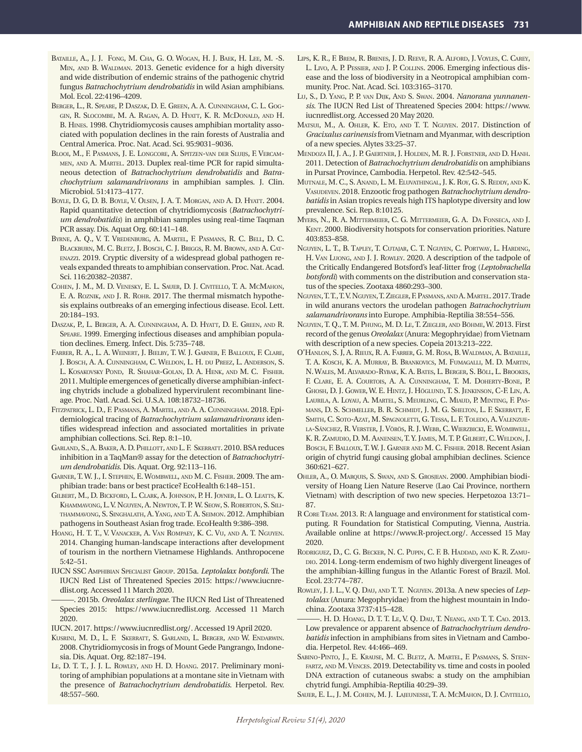Bataille, A., J. J. Fong, M. Cha, G. O. Wogan, H. J. Baek, H. Lee, M. -S. Min, and B. Waldman. 2013. Genetic evidence for a high diversity and wide distribution of endemic strains of the pathogenic chytrid fungus *Batrachochytrium dendrobatidis* in wild Asian amphibians. Mol. Ecol. 22:4196–4209.

Berger, L., R. Speare, P. Daszak, D. E. Green, A. A. Cunningham, C. L. Goggin, R. Slocombe, M. A. Ragan, A. D. Hyatt, K. R. McDonald, and H. B. Hines. 1998. Chytridiomycosis causes amphibian mortality associated with population declines in the rain forests of Australia and Central America. Proc. Nat. Acad. Sci. 95:9031–9036.

Blooi, M., F. Pasmans, J. E. Longcore, A. Spitzen-van der Sluijs, F. Vercammen, and A. Martel. 2013. Duplex real-time PCR for rapid simultaneous detection of *Batrachochytrium dendrobatidis* and *Batrachochytrium salamandrivorans* in amphibian samples. J. Clin. Microbiol. 51:4173–4177.

Boyle, D. G, D. B. Boyle, V. Olsen, J. A. T. Morgan, and A. D. Hyatt. 2004. Rapid quantitative detection of chytridiomycosis (*Batrachochytrium dendrobatidis*) in amphibian samples using real-time Taqman PCR assay. Dis. Aquat Org. 60:141–148.

Byrne, A. Q., V. T. Vredenburg, A. Martel, F. Pasmans, R. C. Bell, D. C. Blackburn, M. C. Bletz, J. Bosch, C. J. Briggs, R. M. Brown, and A. Catenazzi. 2019. Cryptic diversity of a widespread global pathogen reveals expanded threats to amphibian conservation. Proc. Nat. Acad. Sci. 116:20382–20387.

Cohen, J. M., M. D. Venesky, E. L. Sauer, D. J. Civitello, T. A. McMahon, E. A. Roznik, and J. R. Rohr. 2017. The thermal mismatch hypothesis explains outbreaks of an emerging infectious disease. Ecol. Lett. 20:184–193.

Daszak, P., L. Berger, A. A. Cunningham, A. D. Hyatt, D. E. Green, and R. Speare. 1999. Emerging infectious diseases and amphibian population declines. Emerg. Infect. Dis. 5:735–748.

Farrer, R. A., L. A. Weinert, J. Bielby, T. W. J. Garner, F. Balloux, F. Clare, J. Bosch, A. A. Cunningham, C. Weldon, L. H. du Preez, L. Anderson, S. L. Kosakovsky Pond, R. Shahar-Golan, D. A. Henk, and M. C. Fisher. 2011. Multiple emergences of genetically diverse amphibian-infecting chytrids include a globalized hypervirulent recombinant lineage. Proc. Natl. Acad. Sci. U.S.A. 108:18732–18736.

Fitzpatrick, L. D., F. Pasmans, A. Martel, and A. A. Cunningham. 2018. Epidemiological tracing of *Batrachochytrium salamandrivorans* identifies widespread infection and associated mortalities in private amphibian collections. Sci. Rep. 8:1–10.

Garland, S., A. Baker, A. D. Phillott, and L. F. Skerratt. 2010. BSA reduces inhibition in a TaqMan® assay for the detection of *Batrachochytrium dendrobatidis.* Dis. Aquat. Org. 92:113–116.

Garner, T. W. J., I. Stephen, E. Wombwell, and M. C. Fisher. 2009. The amphibian trade: bans or best practice? EcoHealth 6:148–151.

Gilbert, M., D. Bickford, L. Clark, A. Johnson, P. H. Joyner, L. O. Leatts, K. Khammavong, L. V. Nguyen, A. Newton, T. P. W. Seow, S. Roberton, S. Silithammavong, S. Singhalath, A. Yang, and T. A. Seimon. 2012. Amphibian pathogens in Southeast Asian frog trade. EcoHealth 9:386–398.

Hoang, H. T. T., V. Vanacker, A. Van Rompaey, K. C. Vu, and A. T. Nguyen. 2014. Changing human-landscape interactions after development of tourism in the northern Vietnamese Highlands. Anthropocene 5:42–51.

IUCN SSC Amphibian Specialist Group. 2015a. *Leptolalax botsfordi.* The IUCN Red List of Threatened Species 2015: https://www.iucnredlist.org. Accessed 11 March 2020.

———. 2015b. *Oreolalax sterlingae.* The IUCN Red List of Threatened Species 2015: https://www.iucnredlist.org. Accessed 11 March 2020.

IUCN. 2017. https://www.iucnredlist.org/. Accessed 19 April 2020.

Kusrini, M. D., L. F. Skerratt, S. Garland, L. Berger, and W. Endarwin. 2008. Chytridiomycosis in frogs of Mount Gede Pangrango, Indonesia. Dis. Aquat. Org. 82:187–194.

Le, D. T. T., J. J. L. Rowley, and H. D. Hoang. 2017. Preliminary monitoring of amphibian populations at a montane site in Vietnam with the presence of *Batrachochytrium dendrobatidis.* Herpetol. Rev. 48:557–560.

Lips, K. R., F. Brem, R. Brenes, J. D. Reeve, R. A. Alford, J. Voyles, C. Carey, L. Livo, A. P. Pessier, and J. P. Collins. 2006. Emerging infectious disease and the loss of biodiversity in a Neotropical amphibian community. Proc. Nat. Acad. Sci. 103:3165–3170.

Lu, S., D. Yang, P. P. van Dijk, And S. Swan. 2004. *Nanorana yunnanensis.* The IUCN Red List of Threatened Species 2004: https://www.iucnredlist.org. Accessed 20 May 2020.

Matsui, M., A. Ohler, K. Eto, and T. T. Nguyen. 2017. Distinction of *Gracixalus carinensis* from Vietnam and Myanmar, with description of a new species. Alytes 33:25–37.

Mendoza II, J. A., J. P. Gaertner, J. Holden, M. R. J. Forstner, and D. Hanh. 2011. Detection of *Batrachochytrium dendrobatidis* on amphibians in Pursat Province, Cambodia. Herpetol. Rev. 42:542–545.

Mutnale, M. C., S. Anand, L. M. Eluvathingal, J. K. Roy, G. S. Reddy, and K. Vasudeven. 2018. Enzootic frog pathogen *Batrachochytrium dendrobatidis* in Asian tropics reveals high ITS haplotype diversity and low prevalence. Sci. Rep. 8:10125.

Myers, N., R. A. Mittermeier, C. G. Mittermeier, G. A. Da Fonseca, and J. Kent. 2000. Biodiversity hotspots for conservation priorities. Nature 403:853–858.

Nguyen, L. T., B. Tapley, T. Cutajar, C. T. Nguyen, C. Portway, L. Harding, H. Van Luong, and J. J. Rowley. 2020. A description of the tadpole of the Critically Endangered Botsford's leaf-litter frog (*Leptobrachella botsfordi*) with comments on the distribution and conservation status of the species. Zootaxa 4860:293–300.

Nguyen, T. T., T. V. Nguyen, T. Ziegler, F. Pasmans, and A. Martel. 2017. Trade in wild anurans vectors the urodelan pathogen *Batrachochytrium salamandrivorans* into Europe. Amphibia-Reptilia 38:554–556.

Nguyen, T. Q., T. M. Phung, M. D. Le, T. Ziegler, and Böhme, W. 2013. First record of the genus *Oreolalax* (Anura: Megophryidae) from Vietnam with description of a new species. Copeia 2013:213–222.

O'Hanlon, S. J, A. Rieux, R. A. Farrer, G. M. Rosa, B. Waldman, A. Bataille, T. A. Kosch, K. A. Murray, B. Brankovics, M. Fumagalli, M. D. Martin, N. Wales, M. Alvarado-Rybak, K. A. Bates, L. Berger, S. Böll, L. Brookes, F. Clare, E. A. Courtois, A. A. Cunningham, T. M. Doherty-Bone, P. Ghosh, D. J. Gower, W. E. Hintz, J. Höglund, T. S. Jenkinson, C-F. Lin, A. Laurila, A. Loyau, A. Martel, S. Meurling, C. Miaud, P. Minting, F. Pasmans, D. S. Schmeller, B. R. Schmidt, J. M. G. Shelton, L. F. Skerratt, F. Smith, C. Soto-Azat, M. Spagnoletti, G. Tessa, L. F. Toledo, A. Valenzuela-Sánchez, R. Verster, J. Vörös, R. J. Webb, C. Wierzbicki, E. Wombwell, K. R. Zamudio, D. M. Aanensen, T. Y. James, M. T. P. Gilbert, C. Weldon, J. Bosch, F. Balloux, T. W. J. Garner and M. C. Fisher. 2018. Recent Asian origin of chytrid fungi causing global amphibian declines. Science 360:621–627.

Ohler, A., O. Marquis, S. Swan, and S. Grosjean. 2000. Amphibian biodiversity of Hoang Lien Nature Reserve (Lao Cai Province, northern Vietnam) with description of two new species. Herpetozoa 13:71–87.

R Core Team. 2013. R: A language and environment for statistical computing. R Foundation for Statistical Computing, Vienna, Austria. Available online at https://www.R-project.org/. Accessed 15 May 2020.

Rodriguez, D., C. G. Becker, N. C. Pupin, C. F. B. Haddad, and K. R. Zamudio. 2014. Long-term endemism of two highly divergent lineages of the amphibian-killing fungus in the Atlantic Forest of Brazil. Mol. Ecol. 23:774–787.

Rowley, J. J. L., V. Q. Dau, and T. T. Nguyen. 2013a. A new species of *Leptolalax* (Anura: Megophryidae) from the highest mountain in Indochina. Zootaxa 3737:415–428.

———. H. D. Hoang, D. T. T. Le, V. Q. Dau, T. Neang, and T. T. Cao. 2013. Low prevalence or apparent absence of *Batrachochytrium dendrobatidis* infection in amphibians from sites in Vietnam and Cambodia. Herpetol. Rev. 44:466–469.

Sabino-Pinto, J., E. Krause, M. C. Bletz, A. Martel, F. Pasmans, S. Steinfartz, and M. Vences. 2019. Detectability vs. time and costs in pooled DNA extraction of cutaneous swabs: a study on the amphibian chytrid fungi. Amphibia-Reptilia 40:29–39.

Sauer, E. L., J. M. Cohen, M. J. Lajeunesse, T. A. McMahon, D. J. Civitello,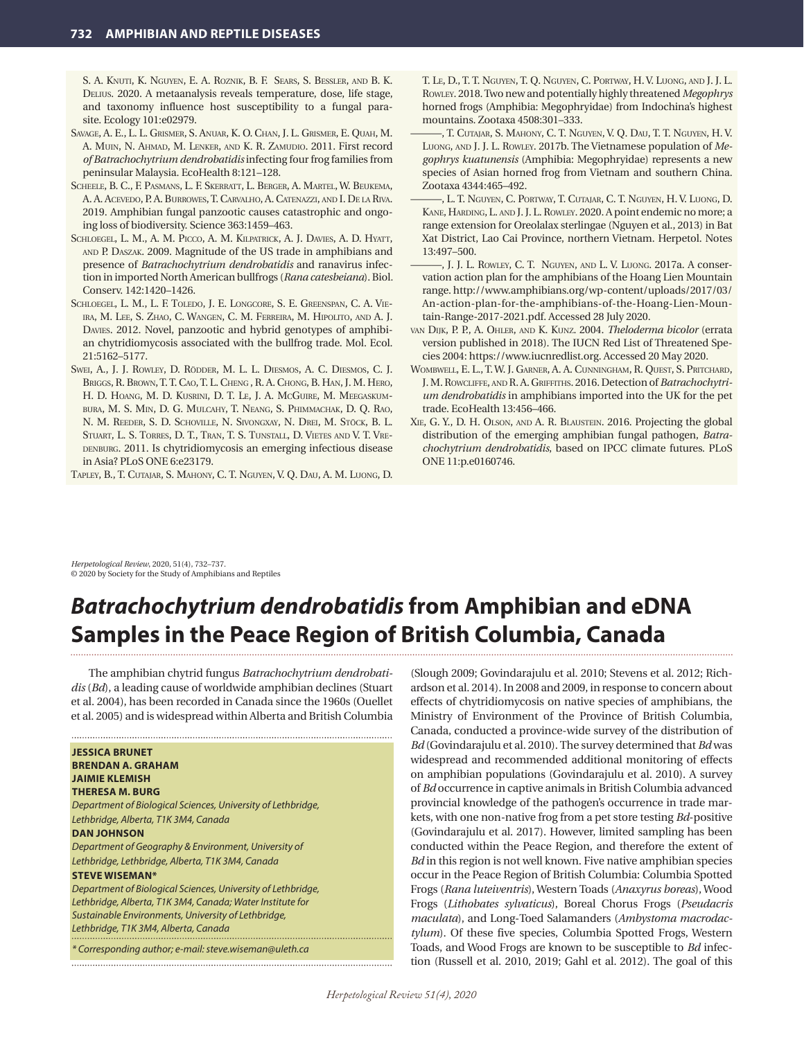S. A. Knuti, K. Nguyen, E. A. Roznik, B. F. Sears, S. Bessler, and B. K. Delius. 2020. A metaanalysis reveals temperature, dose, life stage, and taxonomy influence host susceptibility to a fungal parasite. Ecology 101:e02979.

Savage, A. E., L. L. Grismer, S. Anuar, K. O. Chan, J. L. Grismer, E. Quah, M. A. Muin, N. Ahmad, M. Lenker, and K. R. Zamudio. 2011. First record of *Batrachochytrium dendrobatidis* infecting four frog families from peninsular Malaysia. EcoHealth 8:121–128.

Scheele, B. C., F. Pasmans, L. F. Skerratt, L. Berger, A. Martel, W. Beukema, A. A. Acevedo, P. A. Burrowes, T. Carvalho, A. Catenazzi, and I. De la Riva. 2019. Amphibian fungal panzootic causes catastrophic and ongoing loss of biodiversity. Science 363:1459–463.

Schloegel, L. M., A. M. Picco, A. M. Kilpatrick, A. J. Davies, A. D. Hyatt, and P. Daszak. 2009. Magnitude of the US trade in amphibians and presence of *Batrachochytrium dendrobatidis* and ranavirus infection in imported North American bullfrogs (*Rana catesbeiana*). Biol. Conserv. 142:1420–1426.

Schloegel, L. M., L. F. Toledo, J. E. Longcore, S. E. Greenspan, C. A. Vieira, M. Lee, S. Zhao, C. Wangen, C. M. Ferreira, M. Hipolito, and A. J. Davies. 2012. Novel, panzootic and hybrid genotypes of amphibian chytridiomycosis associated with the bullfrog trade. Mol. Ecol. 21:5162–5177.

Swei, A., J. J. Rowley, D. Rödder, M. L. L. Diesmos, A. C. Diesmos, C. J. Briggs, R. Brown, T. T. Cao, T. L. Cheng , R. A. Chong, B. Han, J. M. Hero, H. D. Hoang, M. D. Kusrini, D. T. Le, J. A. McGuire, M. Meegaskumbura, M. S. Min, D. G. Mulcahy, T. Neang, S. Phimmachak, D. Q. Rao, N. M. Reeder, S. D. Schoville, N. Sivongxay, N. Drei, M. Stöck, B. L. Stuart, L. S. Torres, D. T., Tran, T. S. Tunstall, D. Vietes and V. T. Vredenburg. 2011. Is chytridiomycosis an emerging infectious disease in Asia? PLoS ONE 6:e23179.

Tapley, B., T. Cutajar, S. Mahony, C. T. Nguyen, V. Q. Dau, A. M. Luong, D. T. Le, D., T. T. Nguyen, T. Q. Nguyen, C. Portway, H. V. Luong, and J. J. L. Rowley. 2018. Two new and potentially highly threatened *Megophrys* horned frogs (Amphibia: Megophryidae) from Indochina's highest mountains. Zootaxa 4508:301–333.

———, T. Cutajar, S. Mahony, C. T. Nguyen, V. Q. Dau, T. T. Nguyen, H. V. Luong, and J. J. L. Rowley. 2017b. The Vietnamese population of *Megophrys kuatunensis* (Amphibia: Megophryidae) represents a new species of Asian horned frog from Vietnam and southern China. Zootaxa 4344:465–492.

———, L. T. Nguyen, C. Portway, T. Cutajar, C. T. Nguyen, H. V. Luong, D. Kane, Harding, L. and J. J. L. Rowley. 2020. A point endemic no more; a range extension for Oreolalax sterlingae (Nguyen et al., 2013) in Bat Xat District, Lao Cai Province, northern Vietnam. Herpetol. Notes 13:497–500.

———, J. J. L. Rowley, C. T. Nguyen, and L. V. Luong. 2017a. A conservation action plan for the amphibians of the Hoang Lien Mountain range. http://www.amphibians.org/wp-content/uploads/2017/03/An-action-plan-for-the-amphibians-of-the-Hoang-Lien-Mountain-Range-2017-2021.pdf. Accessed 28 July 2020.

van Dijk, P. P., A. Ohler, and K. Kunz. 2004. *Theloderma bicolor* (errata version published in 2018). The IUCN Red List of Threatened Species 2004: https://www.iucnredlist.org. Accessed 20 May 2020.

Wombwell, E. L., T. W. J. Garner, A. A. Cunningham, R. Quest, S. Pritchard, J. M. Rowcliffe, and R. A. Griffiths. 2016. Detection of *Batrachochytrium dendrobatidis* in amphibians imported into the UK for the pet trade. EcoHealth 13:456–466.

Xie, G. Y., D. H. Olson, and A. R. Blaustein. 2016. Projecting the global distribution of the emerging amphibian fungal pathogen, *Batrachochytrium dendrobatidis*, based on IPCC climate futures. PLoS ONE 11:p.e0160746.

*Herpetological Review*, 2020, 51(4), 732–737.
© 2020 by Society for the Study of Amphibians and Reptiles

# *Batrachochytrium dendrobatidis* from Amphibian and eDNA Samples in the Peace Region of British Columbia, Canada

**JESSICA BRUNET**
**BRENDAN A. GRAHAM**
**JAIMIE KLEMISH**
**THERESA M. BURG**
*Department of Biological Sciences, University of Lethbridge, Lethbridge, Alberta, T1K 3M4, Canada*
**DAN JOHNSON**
*Department of Geography & Environment, University of Lethbridge, Lethbridge, Alberta, T1K 3M4, Canada*
**STEVE WISEMAN***
*Department of Biological Sciences, University of Lethbridge, Lethbridge, Alberta, T1K 3M4, Canada; Water Institute for Sustainable Environments, University of Lethbridge, Lethbridge, T1K 3M4, Alberta, Canada*

*\* Corresponding author; e-mail: steve.wiseman@uleth.ca*

The amphibian chytrid fungus *Batrachochytrium dendrobatidis* (*Bd*), a leading cause of worldwide amphibian declines (Stuart et al. 2004), has been recorded in Canada since the 1960s (Ouellet et al. 2005) and is widespread within Alberta and British Columbia (Slough 2009; Govindarajulu et al. 2010; Stevens et al. 2012; Richardson et al. 2014). In 2008 and 2009, in response to concern about effects of chytridiomycosis on native species of amphibians, the Ministry of Environment of the Province of British Columbia, Canada, conducted a province-wide survey of the distribution of *Bd* (Govindarajulu et al. 2010). The survey determined that *Bd* was widespread and recommended additional monitoring of effects on amphibian populations (Govindarajulu et al. 2010). A survey of *Bd* occurrence in captive animals in British Columbia advanced provincial knowledge of the pathogen's occurrence in trade markets, with one non-native frog from a pet store testing *Bd*-positive (Govindarajulu et al. 2017). However, limited sampling has been conducted within the Peace Region, and therefore the extent of *Bd* in this region is not well known. Five native amphibian species occur in the Peace Region of British Columbia: Columbia Spotted Frogs (*Rana luteiventris*), Western Toads (*Anaxyrus boreas*), Wood Frogs (*Lithobates sylvaticus*), Boreal Chorus Frogs (*Pseudacris maculata*), and Long-Toed Salamanders (*Ambystoma macrodactylum*). Of these five species, Columbia Spotted Frogs, Western Toads, and Wood Frogs are known to be susceptible to *Bd* infection (Russell et al. 2010, 2019; Gahl et al. 2012). The goal of this